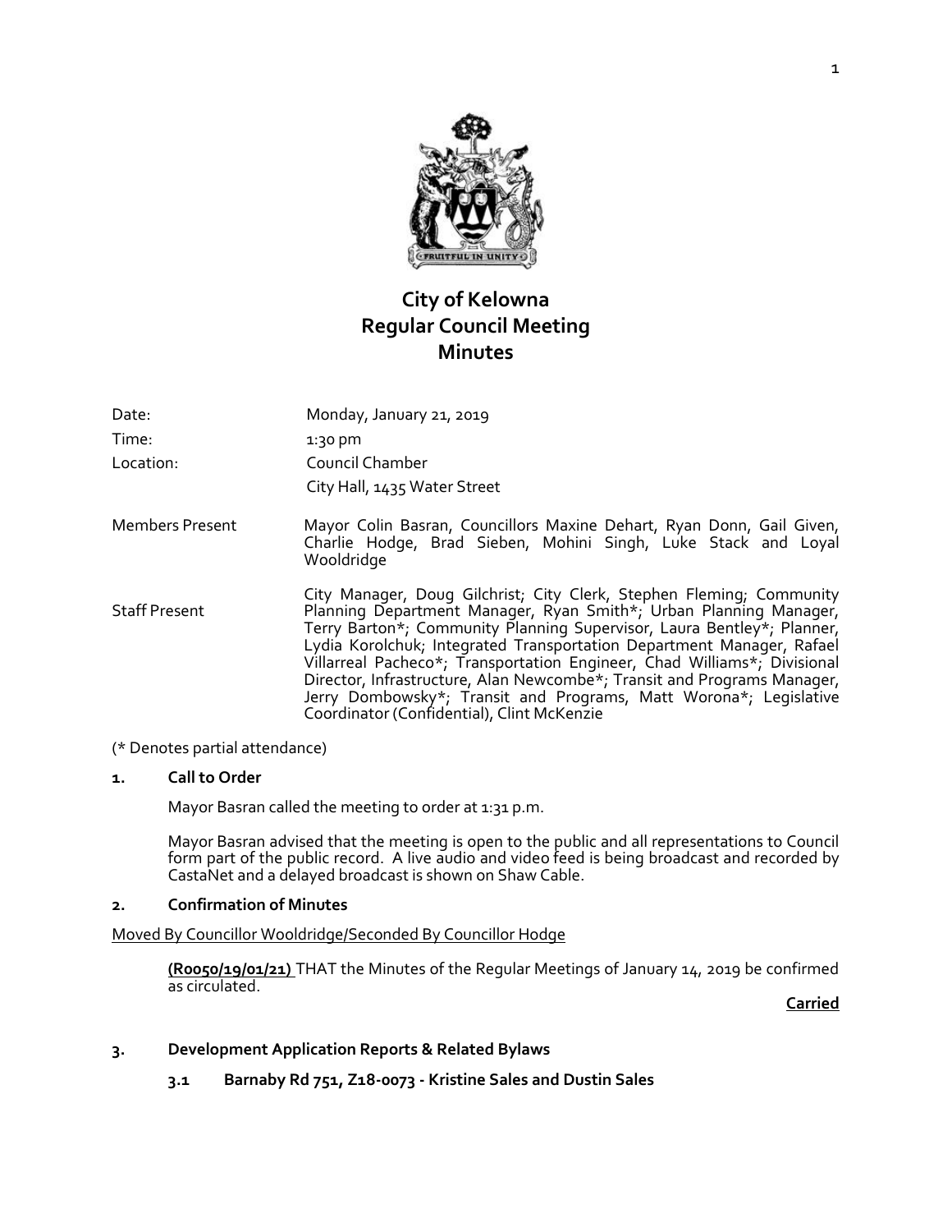# City of Kelowna
# Regular Council Meeting
# Minutes

| | |
|---|---|
| Date: | Monday, January 21, 2019 |
| Time: | 1:30 pm |
| Location: | Council Chamber<br>City Hall, 1435 Water Street |
| Members Present | Mayor Colin Basran, Councillors Maxine Dehart, Ryan Donn, Gail Given, Charlie Hodge, Brad Sieben, Mohini Singh, Luke Stack and Loyal Wooldridge |
| Staff Present | City Manager, Doug Gilchrist; City Clerk, Stephen Fleming; Community Planning Department Manager, Ryan Smith*; Urban Planning Manager, Terry Barton*; Community Planning Supervisor, Laura Bentley*; Planner, Lydia Korolchuk; Integrated Transportation Department Manager, Rafael Villarreal Pacheco*; Transportation Engineer, Chad Williams*; Divisional Director, Infrastructure, Alan Newcombe*; Transit and Programs Manager, Jerry Dombowsky*; Transit and Programs, Matt Worona*; Legislative Coordinator (Confidential), Clint McKenzie |

(* Denotes partial attendance)

## 1. Call to Order

Mayor Basran called the meeting to order at 1:31 p.m.

Mayor Basran advised that the meeting is open to the public and all representations to Council form part of the public record. A live audio and video feed is being broadcast and recorded by CastaNet and a delayed broadcast is shown on Shaw Cable.

## 2. Confirmation of Minutes

Moved By Councillor Wooldridge/Seconded By Councillor Hodge

**(R0050/19/01/21)** THAT the Minutes of the Regular Meetings of January 14, 2019 be confirmed as circulated.

**Carried**

## 3. Development Application Reports & Related Bylaws

### 3.1 Barnaby Rd 751, Z18-0073 - Kristine Sales and Dustin Sales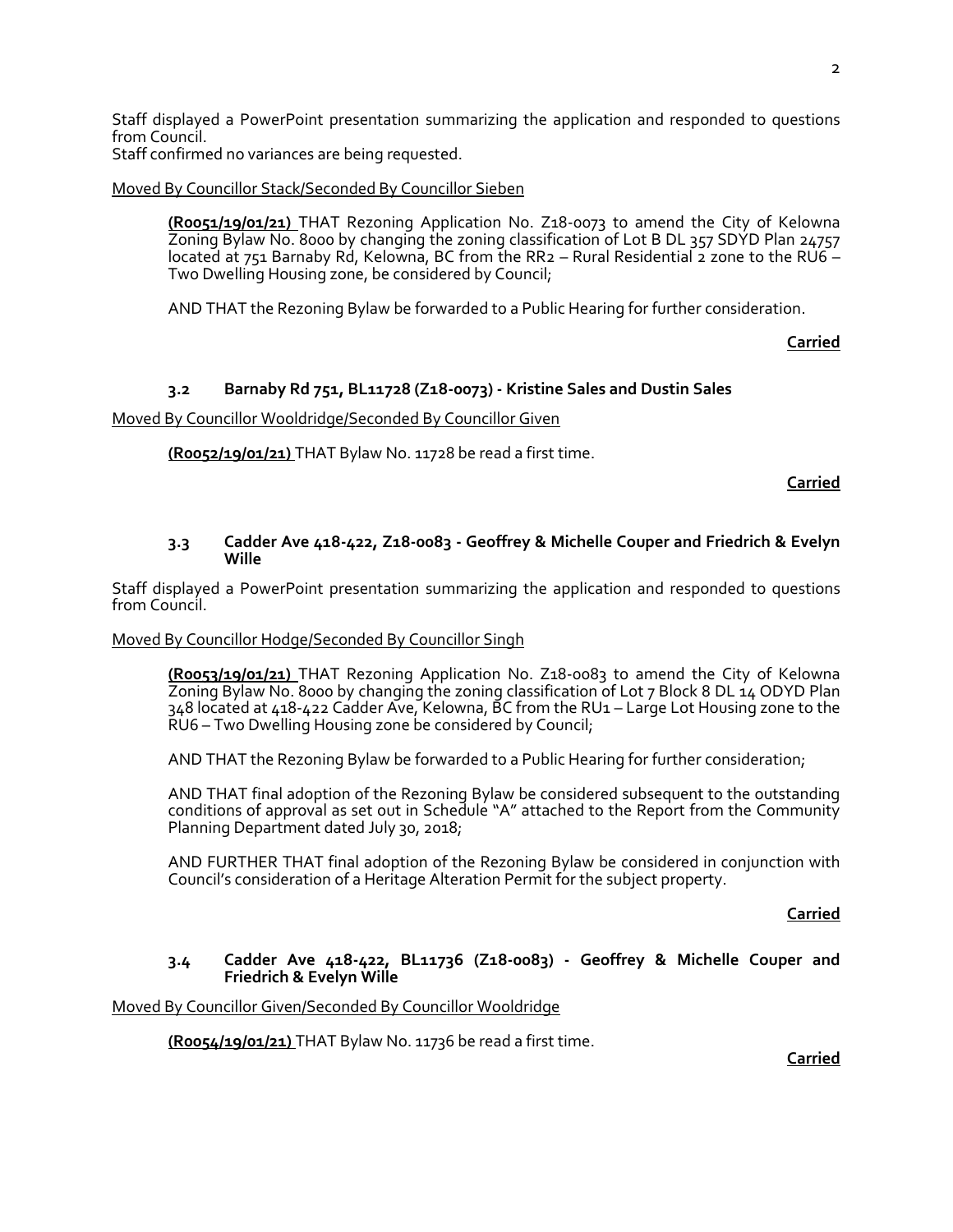Staff displayed a PowerPoint presentation summarizing the application and responded to questions from Council.
Staff confirmed no variances are being requested.

Moved By Councillor Stack/Seconded By Councillor Sieben

> **(R0051/19/01/21)** THAT Rezoning Application No. Z18-0073 to amend the City of Kelowna Zoning Bylaw No. 8000 by changing the zoning classification of Lot B DL 357 SDYD Plan 24757 located at 751 Barnaby Rd, Kelowna, BC from the RR2 – Rural Residential 2 zone to the RU6 – Two Dwelling Housing zone, be considered by Council;
>
> AND THAT the Rezoning Bylaw be forwarded to a Public Hearing for further consideration.

**Carried**

### 3.2 Barnaby Rd 751, BL11728 (Z18-0073) - Kristine Sales and Dustin Sales

Moved By Councillor Wooldridge/Seconded By Councillor Given

> **(R0052/19/01/21)** THAT Bylaw No. 11728 be read a first time.

**Carried**

### 3.3 Cadder Ave 418-422, Z18-0083 - Geoffrey & Michelle Couper and Friedrich & Evelyn Wille

Staff displayed a PowerPoint presentation summarizing the application and responded to questions from Council.

Moved By Councillor Hodge/Seconded By Councillor Singh

> **(R0053/19/01/21)** THAT Rezoning Application No. Z18-0083 to amend the City of Kelowna Zoning Bylaw No. 8000 by changing the zoning classification of Lot 7 Block 8 DL 14 ODYD Plan 348 located at 418-422 Cadder Ave, Kelowna, BC from the RU1 – Large Lot Housing zone to the RU6 – Two Dwelling Housing zone be considered by Council;
>
> AND THAT the Rezoning Bylaw be forwarded to a Public Hearing for further consideration;
>
> AND THAT final adoption of the Rezoning Bylaw be considered subsequent to the outstanding conditions of approval as set out in Schedule "A" attached to the Report from the Community Planning Department dated July 30, 2018;
>
> AND FURTHER THAT final adoption of the Rezoning Bylaw be considered in conjunction with Council's consideration of a Heritage Alteration Permit for the subject property.

**Carried**

### 3.4 Cadder Ave 418-422, BL11736 (Z18-0083) - Geoffrey & Michelle Couper and Friedrich & Evelyn Wille

Moved By Councillor Given/Seconded By Councillor Wooldridge

> **(R0054/19/01/21)** THAT Bylaw No. 11736 be read a first time.

**Carried**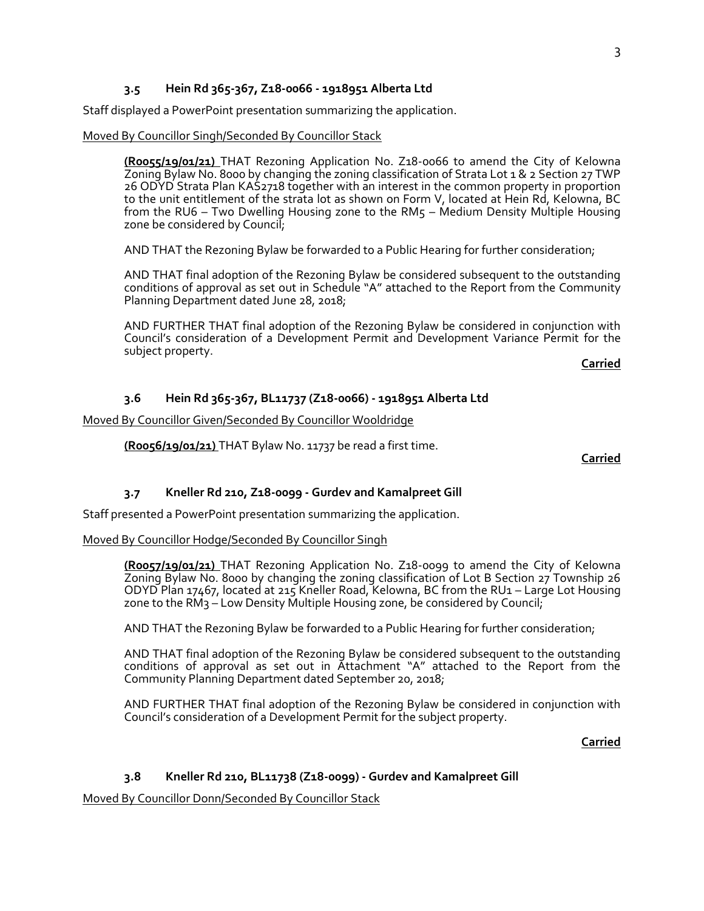### 3.5 Hein Rd 365-367, Z18-0066 - 1918951 Alberta Ltd

Staff displayed a PowerPoint presentation summarizing the application.

Moved By Councillor Singh/Seconded By Councillor Stack

> **(R0055/19/01/21)** THAT Rezoning Application No. Z18-0066 to amend the City of Kelowna Zoning Bylaw No. 8000 by changing the zoning classification of Strata Lot 1 & 2 Section 27 TWP 26 ODYD Strata Plan KAS2718 together with an interest in the common property in proportion to the unit entitlement of the strata lot as shown on Form V, located at Hein Rd, Kelowna, BC from the RU6 – Two Dwelling Housing zone to the RM5 – Medium Density Multiple Housing zone be considered by Council;
>
> AND THAT the Rezoning Bylaw be forwarded to a Public Hearing for further consideration;
>
> AND THAT final adoption of the Rezoning Bylaw be considered subsequent to the outstanding conditions of approval as set out in Schedule "A" attached to the Report from the Community Planning Department dated June 28, 2018;
>
> AND FURTHER THAT final adoption of the Rezoning Bylaw be considered in conjunction with Council's consideration of a Development Permit and Development Variance Permit for the subject property.

**Carried**

### 3.6 Hein Rd 365-367, BL11737 (Z18-0066) - 1918951 Alberta Ltd

Moved By Councillor Given/Seconded By Councillor Wooldridge

> **(R0056/19/01/21)** THAT Bylaw No. 11737 be read a first time.

**Carried**

### 3.7 Kneller Rd 210, Z18-0099 - Gurdev and Kamalpreet Gill

Staff presented a PowerPoint presentation summarizing the application.

Moved By Councillor Hodge/Seconded By Councillor Singh

> **(R0057/19/01/21)** THAT Rezoning Application No. Z18-0099 to amend the City of Kelowna Zoning Bylaw No. 8000 by changing the zoning classification of Lot B Section 27 Township 26 ODYD Plan 17467, located at 215 Kneller Road, Kelowna, BC from the RU1 – Large Lot Housing zone to the RM3 – Low Density Multiple Housing zone, be considered by Council;
>
> AND THAT the Rezoning Bylaw be forwarded to a Public Hearing for further consideration;
>
> AND THAT final adoption of the Rezoning Bylaw be considered subsequent to the outstanding conditions of approval as set out in Attachment "A" attached to the Report from the Community Planning Department dated September 20, 2018;
>
> AND FURTHER THAT final adoption of the Rezoning Bylaw be considered in conjunction with Council's consideration of a Development Permit for the subject property.

**Carried**

### 3.8 Kneller Rd 210, BL11738 (Z18-0099) - Gurdev and Kamalpreet Gill

Moved By Councillor Donn/Seconded By Councillor Stack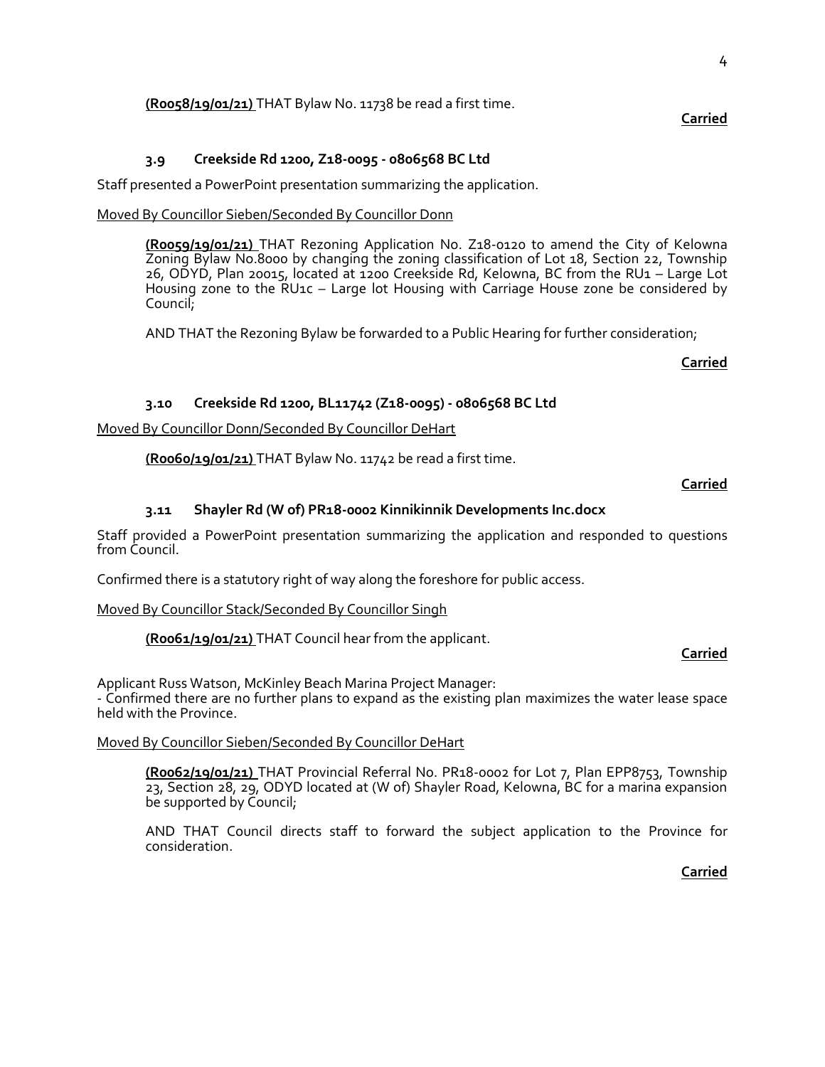**(R0058/19/01/21)** THAT Bylaw No. 11738 be read a first time.

**Carried**

### 3.9 Creekside Rd 1200, Z18-0095 - 0806568 BC Ltd

Staff presented a PowerPoint presentation summarizing the application.

Moved By Councillor Sieben/Seconded By Councillor Donn

**(R0059/19/01/21)** THAT Rezoning Application No. Z18-0120 to amend the City of Kelowna Zoning Bylaw No.8000 by changing the zoning classification of Lot 18, Section 22, Township 26, ODYD, Plan 20015, located at 1200 Creekside Rd, Kelowna, BC from the RU1 – Large Lot Housing zone to the RU1c – Large lot Housing with Carriage House zone be considered by Council;

AND THAT the Rezoning Bylaw be forwarded to a Public Hearing for further consideration;

**Carried**

### 3.10 Creekside Rd 1200, BL11742 (Z18-0095) - 0806568 BC Ltd

Moved By Councillor Donn/Seconded By Councillor DeHart

**(R0060/19/01/21)** THAT Bylaw No. 11742 be read a first time.

**Carried**

### 3.11 Shayler Rd (W of) PR18-0002 Kinnikinnik Developments Inc.docx

Staff provided a PowerPoint presentation summarizing the application and responded to questions from Council.

Confirmed there is a statutory right of way along the foreshore for public access.

Moved By Councillor Stack/Seconded By Councillor Singh

**(R0061/19/01/21)** THAT Council hear from the applicant.

**Carried**

Applicant Russ Watson, McKinley Beach Marina Project Manager:
- Confirmed there are no further plans to expand as the existing plan maximizes the water lease space held with the Province.

Moved By Councillor Sieben/Seconded By Councillor DeHart

**(R0062/19/01/21)** THAT Provincial Referral No. PR18-0002 for Lot 7, Plan EPP8753, Township 23, Section 28, 29, ODYD located at (W of) Shayler Road, Kelowna, BC for a marina expansion be supported by Council;

AND THAT Council directs staff to forward the subject application to the Province for consideration.

**Carried**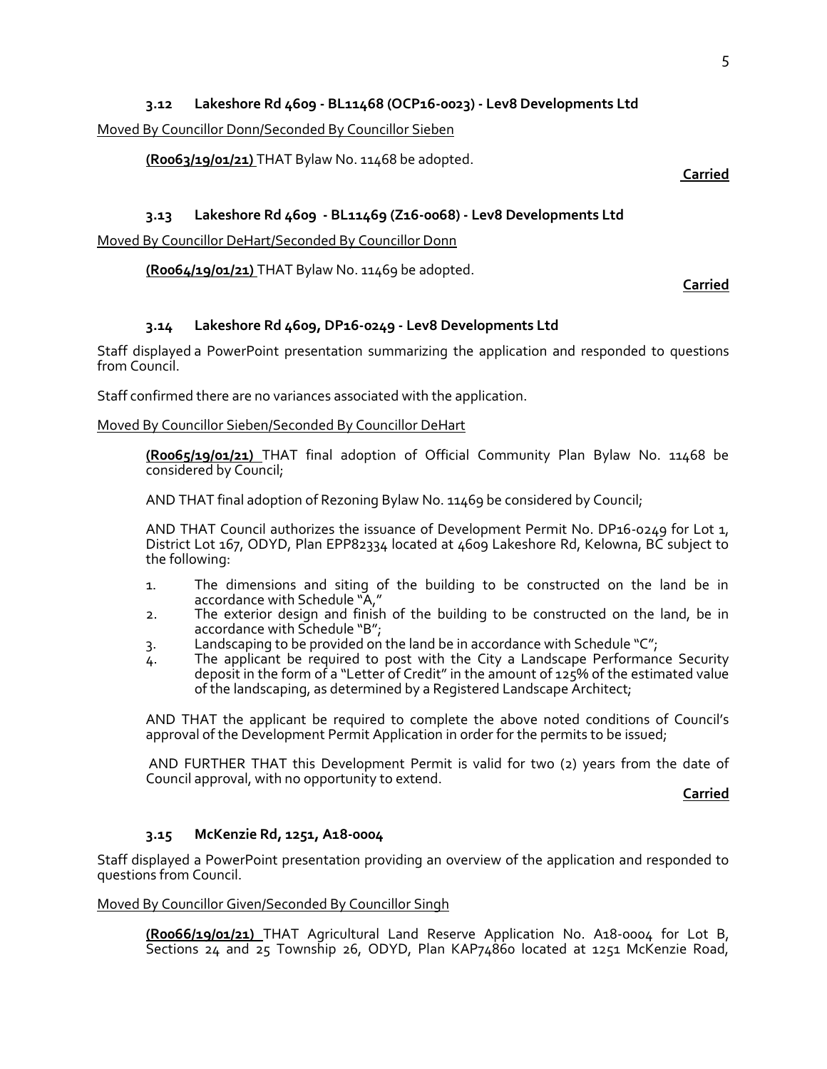### 3.12 Lakeshore Rd 4609 - BL11468 (OCP16-0023) - Lev8 Developments Ltd

Moved By Councillor Donn/Seconded By Councillor Sieben

**(R0063/19/01/21)** THAT Bylaw No. 11468 be adopted.

**Carried**

### 3.13 Lakeshore Rd 4609 - BL11469 (Z16-0068) - Lev8 Developments Ltd

Moved By Councillor DeHart/Seconded By Councillor Donn

**(R0064/19/01/21)** THAT Bylaw No. 11469 be adopted.

**Carried**

### 3.14 Lakeshore Rd 4609, DP16-0249 - Lev8 Developments Ltd

Staff displayed a PowerPoint presentation summarizing the application and responded to questions from Council.

Staff confirmed there are no variances associated with the application.

Moved By Councillor Sieben/Seconded By Councillor DeHart

**(R0065/19/01/21)** THAT final adoption of Official Community Plan Bylaw No. 11468 be considered by Council;

AND THAT final adoption of Rezoning Bylaw No. 11469 be considered by Council;

AND THAT Council authorizes the issuance of Development Permit No. DP16-0249 for Lot 1, District Lot 167, ODYD, Plan EPP82334 located at 4609 Lakeshore Rd, Kelowna, BC subject to the following:

1. The dimensions and siting of the building to be constructed on the land be in accordance with Schedule "A,"
2. The exterior design and finish of the building to be constructed on the land, be in accordance with Schedule "B";
3. Landscaping to be provided on the land be in accordance with Schedule "C";
4. The applicant be required to post with the City a Landscape Performance Security deposit in the form of a "Letter of Credit" in the amount of 125% of the estimated value of the landscaping, as determined by a Registered Landscape Architect;

AND THAT the applicant be required to complete the above noted conditions of Council's approval of the Development Permit Application in order for the permits to be issued;

AND FURTHER THAT this Development Permit is valid for two (2) years from the date of Council approval, with no opportunity to extend.

**Carried**

### 3.15 McKenzie Rd, 1251, A18-0004

Staff displayed a PowerPoint presentation providing an overview of the application and responded to questions from Council.

Moved By Councillor Given/Seconded By Councillor Singh

**(R0066/19/01/21)** THAT Agricultural Land Reserve Application No. A18-0004 for Lot B, Sections 24 and 25 Township 26, ODYD, Plan KAP74860 located at 1251 McKenzie Road,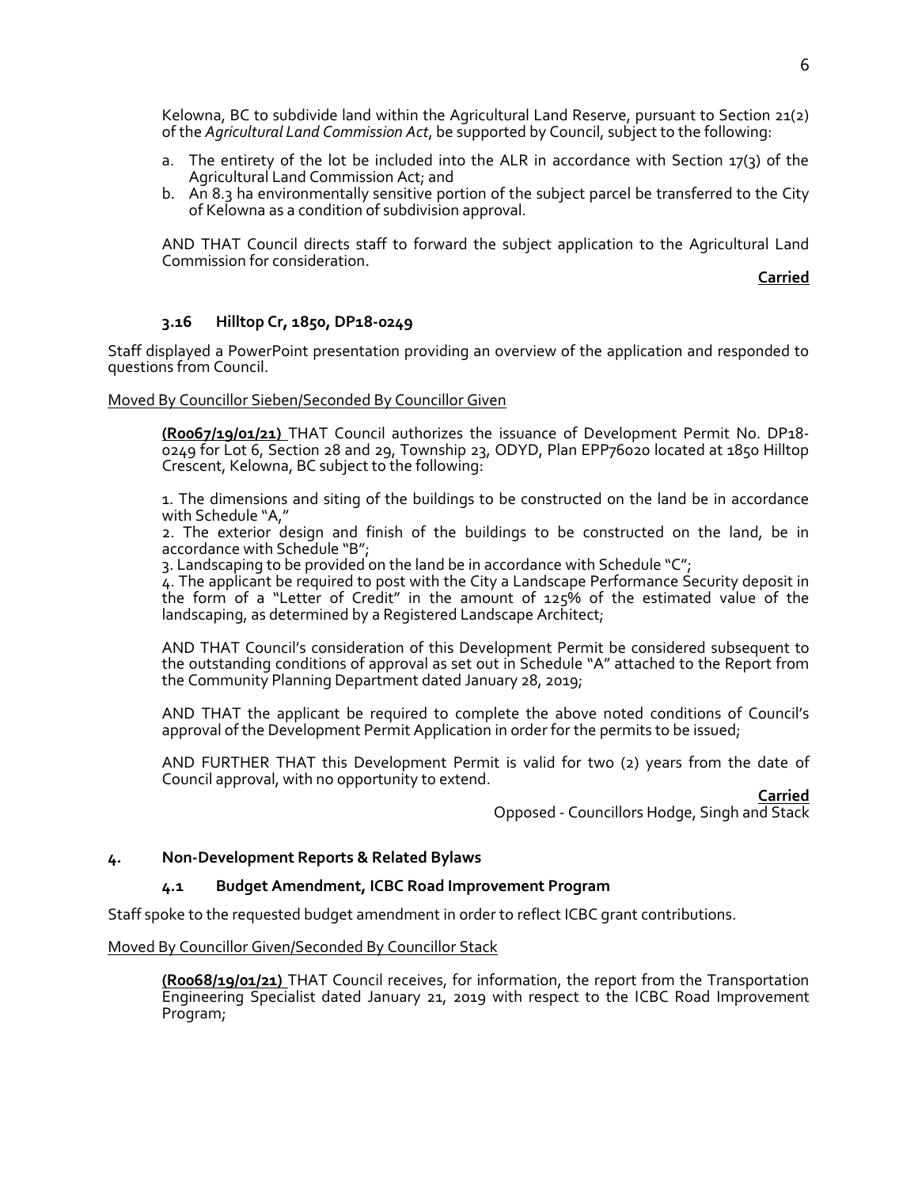Kelowna, BC to subdivide land within the Agricultural Land Reserve, pursuant to Section 21(2) of the *Agricultural Land Commission Act*, be supported by Council, subject to the following:

a. The entirety of the lot be included into the ALR in accordance with Section 17(3) of the Agricultural Land Commission Act; and
b. An 8.3 ha environmentally sensitive portion of the subject parcel be transferred to the City of Kelowna as a condition of subdivision approval.

AND THAT Council directs staff to forward the subject application to the Agricultural Land Commission for consideration.

**Carried**

### 3.16 Hilltop Cr, 1850, DP18-0249

Staff displayed a PowerPoint presentation providing an overview of the application and responded to questions from Council.

Moved By Councillor Sieben/Seconded By Councillor Given

**(R0067/19/01/21)** THAT Council authorizes the issuance of Development Permit No. DP18-0249 for Lot 6, Section 28 and 29, Township 23, ODYD, Plan EPP76020 located at 1850 Hilltop Crescent, Kelowna, BC subject to the following:

1. The dimensions and siting of the buildings to be constructed on the land be in accordance with Schedule "A,"
2. The exterior design and finish of the buildings to be constructed on the land, be in accordance with Schedule "B";
3. Landscaping to be provided on the land be in accordance with Schedule "C";
4. The applicant be required to post with the City a Landscape Performance Security deposit in the form of a "Letter of Credit" in the amount of 125% of the estimated value of the landscaping, as determined by a Registered Landscape Architect;

AND THAT Council's consideration of this Development Permit be considered subsequent to the outstanding conditions of approval as set out in Schedule "A" attached to the Report from the Community Planning Department dated January 28, 2019;

AND THAT the applicant be required to complete the above noted conditions of Council's approval of the Development Permit Application in order for the permits to be issued;

AND FURTHER THAT this Development Permit is valid for two (2) years from the date of Council approval, with no opportunity to extend.

**Carried**
Opposed - Councillors Hodge, Singh and Stack

## 4. Non-Development Reports & Related Bylaws

### 4.1 Budget Amendment, ICBC Road Improvement Program

Staff spoke to the requested budget amendment in order to reflect ICBC grant contributions.

Moved By Councillor Given/Seconded By Councillor Stack

**(R0068/19/01/21)** THAT Council receives, for information, the report from the Transportation Engineering Specialist dated January 21, 2019 with respect to the ICBC Road Improvement Program;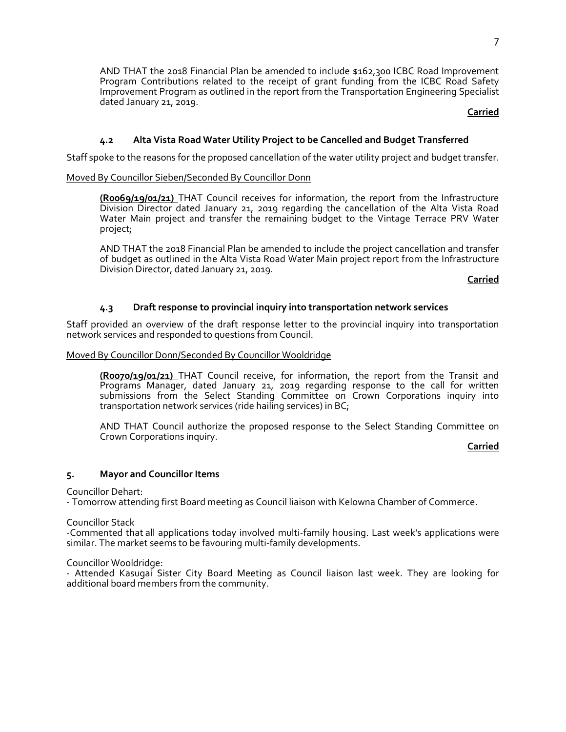AND THAT the 2018 Financial Plan be amended to include $162,300 ICBC Road Improvement Program Contributions related to the receipt of grant funding from the ICBC Road Safety Improvement Program as outlined in the report from the Transportation Engineering Specialist dated January 21, 2019.

**Carried**

### 4.2 Alta Vista Road Water Utility Project to be Cancelled and Budget Transferred

Staff spoke to the reasons for the proposed cancellation of the water utility project and budget transfer.

Moved By Councillor Sieben/Seconded By Councillor Donn

**(R0069/19/01/21)** THAT Council receives for information, the report from the Infrastructure Division Director dated January 21, 2019 regarding the cancellation of the Alta Vista Road Water Main project and transfer the remaining budget to the Vintage Terrace PRV Water project;

AND THAT the 2018 Financial Plan be amended to include the project cancellation and transfer of budget as outlined in the Alta Vista Road Water Main project report from the Infrastructure Division Director, dated January 21, 2019.

**Carried**

### 4.3 Draft response to provincial inquiry into transportation network services

Staff provided an overview of the draft response letter to the provincial inquiry into transportation network services and responded to questions from Council.

Moved By Councillor Donn/Seconded By Councillor Wooldridge

**(R0070/19/01/21)** THAT Council receive, for information, the report from the Transit and Programs Manager, dated January 21, 2019 regarding response to the call for written submissions from the Select Standing Committee on Crown Corporations inquiry into transportation network services (ride hailing services) in BC;

AND THAT Council authorize the proposed response to the Select Standing Committee on Crown Corporations inquiry.

**Carried**

## 5. Mayor and Councillor Items

Councillor Dehart:
- Tomorrow attending first Board meeting as Council liaison with Kelowna Chamber of Commerce.

Councillor Stack
-Commented that all applications today involved multi-family housing. Last week's applications were similar. The market seems to be favouring multi-family developments.

Councillor Wooldridge:
- Attended Kasugai Sister City Board Meeting as Council liaison last week. They are looking for additional board members from the community.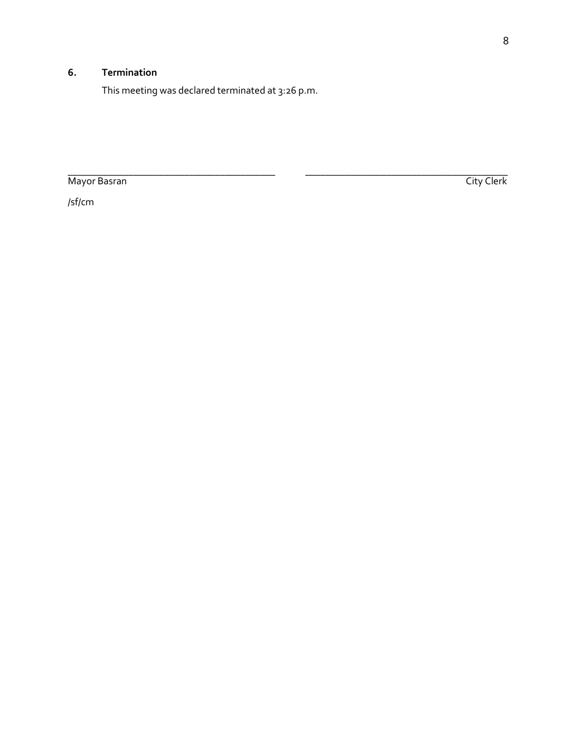## 6. Termination

This meeting was declared terminated at 3:26 p.m.

\_\_\_\_\_\_\_\_\_\_\_\_\_\_\_\_\_\_\_\_\_\_\_\_\_\_\_\_\_\_\_\_\_\_\_\_\_\_\_\_
Mayor Basran

\_\_\_\_\_\_\_\_\_\_\_\_\_\_\_\_\_\_\_\_\_\_\_\_\_\_\_\_\_\_\_\_\_\_\_\_\_\_\_\_
City Clerk

/sf/cm